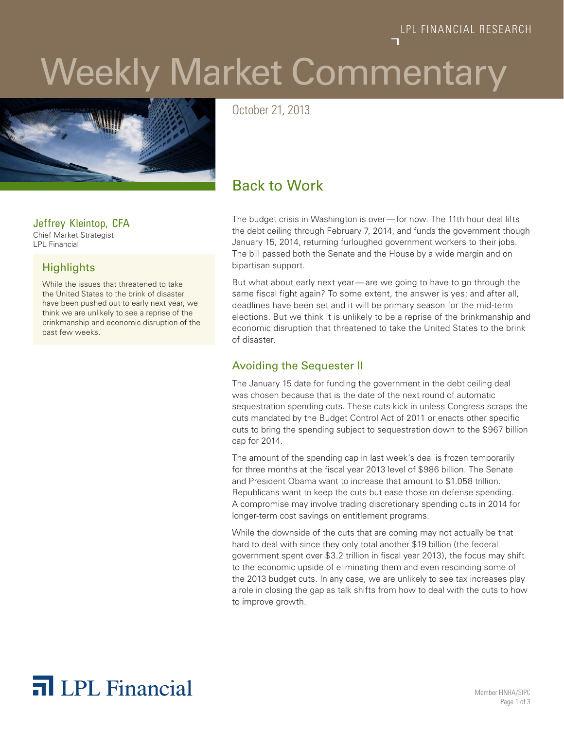LPL FINANCIAL RESEARCH

# Weekly Market Commentary

October 21, 2013

## Back to Work

**Jeffrey Kleintop, CFA**
Chief Market Strategist
LPL Financial

### Highlights

While the issues that threatened to take the United States to the brink of disaster have been pushed out to early next year, we think we are unlikely to see a reprise of the brinkmanship and economic disruption of the past few weeks.

The budget crisis in Washington is over — for now. The 11th hour deal lifts the debt ceiling through February 7, 2014, and funds the government though January 15, 2014, returning furloughed government workers to their jobs. The bill passed both the Senate and the House by a wide margin and on bipartisan support.

But what about early next year — are we going to have to go through the same fiscal fight again? To some extent, the answer is yes; and after all, deadlines have been set and it will be primary season for the mid-term elections. But we think it is unlikely to be a reprise of the brinkmanship and economic disruption that threatened to take the United States to the brink of disaster.

### Avoiding the Sequester II

The January 15 date for funding the government in the debt ceiling deal was chosen because that is the date of the next round of automatic sequestration spending cuts. These cuts kick in unless Congress scraps the cuts mandated by the Budget Control Act of 2011 or enacts other specific cuts to bring the spending subject to sequestration down to the $967 billion cap for 2014.

The amount of the spending cap in last week's deal is frozen temporarily for three months at the fiscal year 2013 level of $986 billion. The Senate and President Obama want to increase that amount to $1.058 trillion. Republicans want to keep the cuts but ease those on defense spending. A compromise may involve trading discretionary spending cuts in 2014 for longer-term cost savings on entitlement programs.

While the downside of the cuts that are coming may not actually be that hard to deal with since they only total another $19 billion (the federal government spent over $3.2 trillion in fiscal year 2013), the focus may shift to the economic upside of eliminating them and even rescinding some of the 2013 budget cuts. In any case, we are unlikely to see tax increases play a role in closing the gap as talk shifts from how to deal with the cuts to how to improve growth.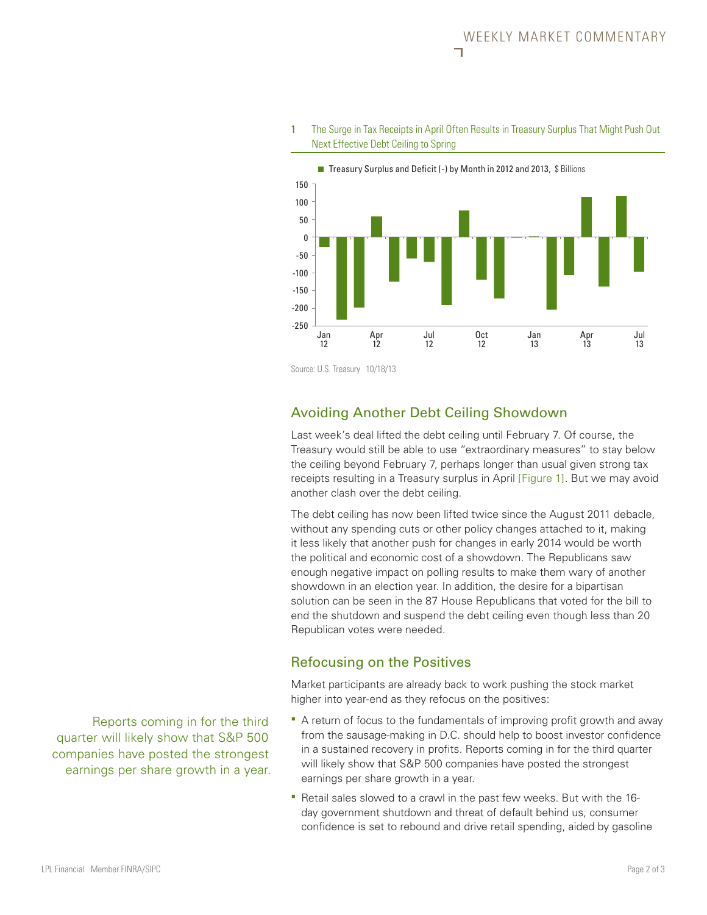1 The Surge in Tax Receipts in April Often Results in Treasury Surplus That Might Push Out Next Effective Debt Ceiling to Spring

Treasury Surplus and Deficit (-) by Month in 2012 and 2013, $ Billions

Source: U.S. Treasury 10/18/13

## Avoiding Another Debt Ceiling Showdown

Last week's deal lifted the debt ceiling until February 7. Of course, the Treasury would still be able to use "extraordinary measures" to stay below the ceiling beyond February 7, perhaps longer than usual given strong tax receipts resulting in a Treasury surplus in April [Figure 1]. But we may avoid another clash over the debt ceiling.

The debt ceiling has now been lifted twice since the August 2011 debacle, without any spending cuts or other policy changes attached to it, making it less likely that another push for changes in early 2014 would be worth the political and economic cost of a showdown. The Republicans saw enough negative impact on polling results to make them wary of another showdown in an election year. In addition, the desire for a bipartisan solution can be seen in the 87 House Republicans that voted for the bill to end the shutdown and suspend the debt ceiling even though less than 20 Republican votes were needed.

## Refocusing on the Positives

Market participants are already back to work pushing the stock market higher into year-end as they refocus on the positives:

Reports coming in for the third quarter will likely show that S&P 500 companies have posted the strongest earnings per share growth in a year.

- A return of focus to the fundamentals of improving profit growth and away from the sausage-making in D.C. should help to boost investor confidence in a sustained recovery in profits. Reports coming in for the third quarter will likely show that S&P 500 companies have posted the strongest earnings per share growth in a year.
- Retail sales slowed to a crawl in the past few weeks. But with the 16-day government shutdown and threat of default behind us, consumer confidence is set to rebound and drive retail spending, aided by gasoline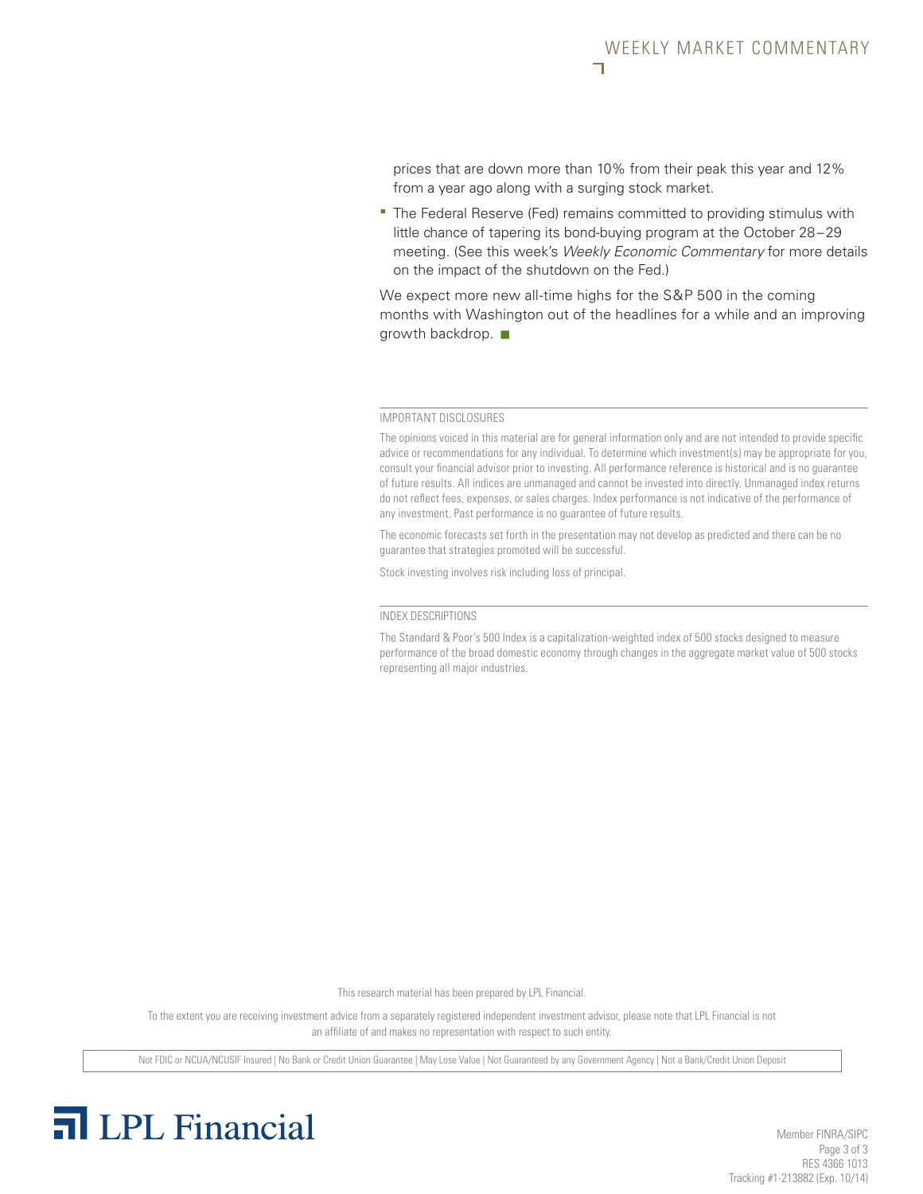prices that are down more than 10% from their peak this year and 12% from a year ago along with a surging stock market.

- The Federal Reserve (Fed) remains committed to providing stimulus with little chance of tapering its bond-buying program at the October 28–29 meeting. (See this week's *Weekly Economic Commentary* for more details on the impact of the shutdown on the Fed.)

We expect more new all-time highs for the S&P 500 in the coming months with Washington out of the headlines for a while and an improving growth backdrop. ■

IMPORTANT DISCLOSURES

The opinions voiced in this material are for general information only and are not intended to provide specific advice or recommendations for any individual. To determine which investment(s) may be appropriate for you, consult your financial advisor prior to investing. All performance reference is historical and is no guarantee of future results. All indices are unmanaged and cannot be invested into directly. Unmanaged index returns do not reflect fees, expenses, or sales charges. Index performance is not indicative of the performance of any investment. Past performance is no guarantee of future results.

The economic forecasts set forth in the presentation may not develop as predicted and there can be no guarantee that strategies promoted will be successful.

Stock investing involves risk including loss of principal.

INDEX DESCRIPTIONS

The Standard & Poor's 500 Index is a capitalization-weighted index of 500 stocks designed to measure performance of the broad domestic economy through changes in the aggregate market value of 500 stocks representing all major industries.

This research material has been prepared by LPL Financial.

To the extent you are receiving investment advice from a separately registered independent investment advisor, please note that LPL Financial is not an affiliate of and makes no representation with respect to such entity.

Not FDIC or NCUA/NCUSIF Insured | No Bank or Credit Union Guarantee | May Lose Value | Not Guaranteed by any Government Agency | Not a Bank/Credit Union Deposit

LPL Financial

Member FINRA/SIPC

RES 4366 1013

Tracking #1-213882 (Exp. 10/14)